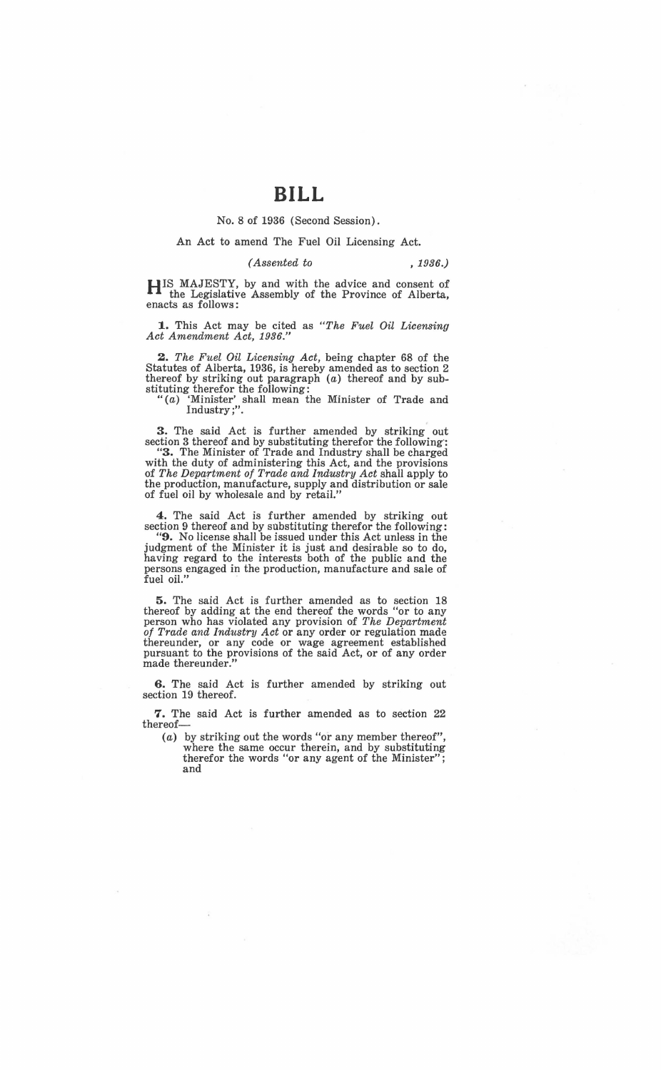# BILL

No. 8 of 1936 (Second Session).

An Act to amend The Fuel Oil Licensing Act.

*(Assented to , 1936.)*

HIS MAJESTY, by and with the advice and consent of the Legislative Assembly of the Province of Alberta, enacts as follows:

**1.** This Act may be cited as *"The Fuel Oil Licensing Act Amendment Act, 1936."*

**2.** *The Fuel Oil Licensing Act*, being chapter 68 of the Statutes of Alberta, 1936, is hereby amended as to section 2 thereof by striking out paragraph (*a*) thereof and by substituting therefor the following:

"(*a*) 'Minister' shall mean the Minister of Trade and Industry;".

**3.** The said Act is further amended by striking out section 3 thereof and by substituting therefor the following:

"**3.** The Minister of Trade and Industry shall be charged with the duty of administering this Act, and the provisions of *The Department of Trade and Industry Act* shall apply to the production, manufacture, supply and distribution or sale of fuel oil by wholesale and by retail."

**4.** The said Act is further amended by striking out section 9 thereof and by substituting therefor the following:

"**9.** No license shall be issued under this Act unless in the judgment of the Minister it is just and desirable so to do, having regard to the interests both of the public and the persons engaged in the production, manufacture and sale of fuel oil."

**5.** The said Act is further amended as to section 18 thereof by adding at the end thereof the words "or to any person who has violated any provision of *The Department of Trade and Industry Act* or any order or regulation made thereunder, or any code or wage agreement established pursuant to the provisions of the said Act, or of any order made thereunder."

**6.** The said Act is further amended by striking out section 19 thereof.

**7.** The said Act is further amended as to section 22 thereof—

(*a*) by striking out the words "or any member thereof", where the same occur therein, and by substituting therefor the words "or any agent of the Minister"; and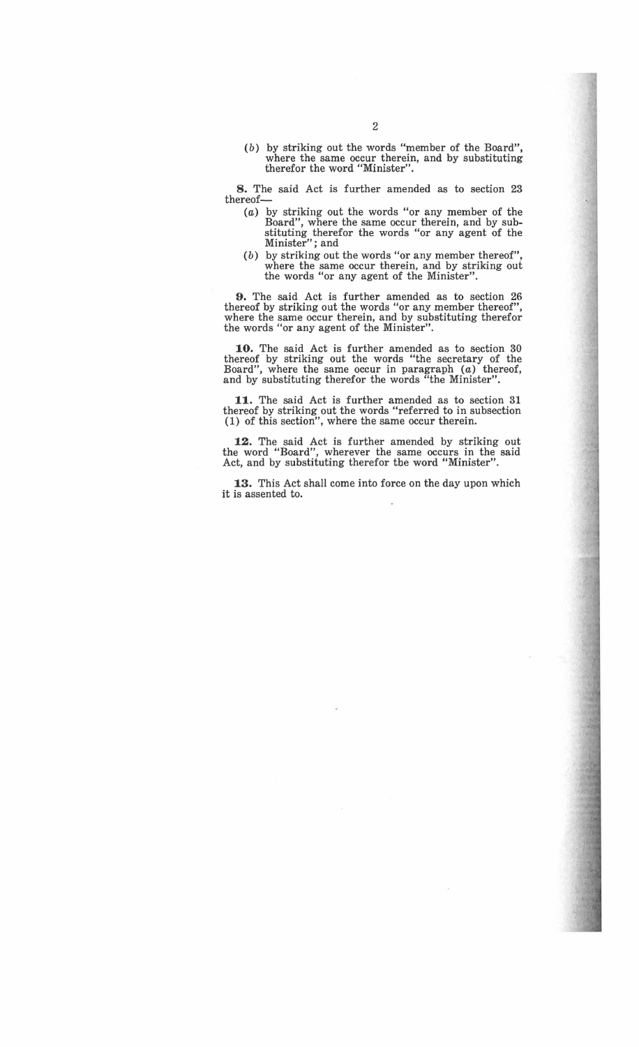(*b*) by striking out the words "member of the Board", where the same occur therein, and by substituting therefor the word "Minister".

**8.** The said Act is further amended as to section 23 thereof—

(*a*) by striking out the words "or any member of the Board", where the same occur therein, and by substituting therefor the words "or any agent of the Minister"; and

(*b*) by striking out the words "or any member thereof", where the same occur therein, and by striking out the words "or any agent of the Minister".

**9.** The said Act is further amended as to section 26 thereof by striking out the words "or any member thereof", where the same occur therein, and by substituting therefor the words "or any agent of the Minister".

**10.** The said Act is further amended as to section 30 thereof by striking out the words "the secretary of the Board", where the same occur in paragraph (*a*) thereof, and by substituting therefor the words "the Minister".

**11.** The said Act is further amended as to section 31 thereof by striking out the words "referred to in subsection (1) of this section", where the same occur therein.

**12.** The said Act is further amended by striking out the word "Board", wherever the same occurs in the said Act, and by substituting therefor the word "Minister".

**13.** This Act shall come into force on the day upon which it is assented to.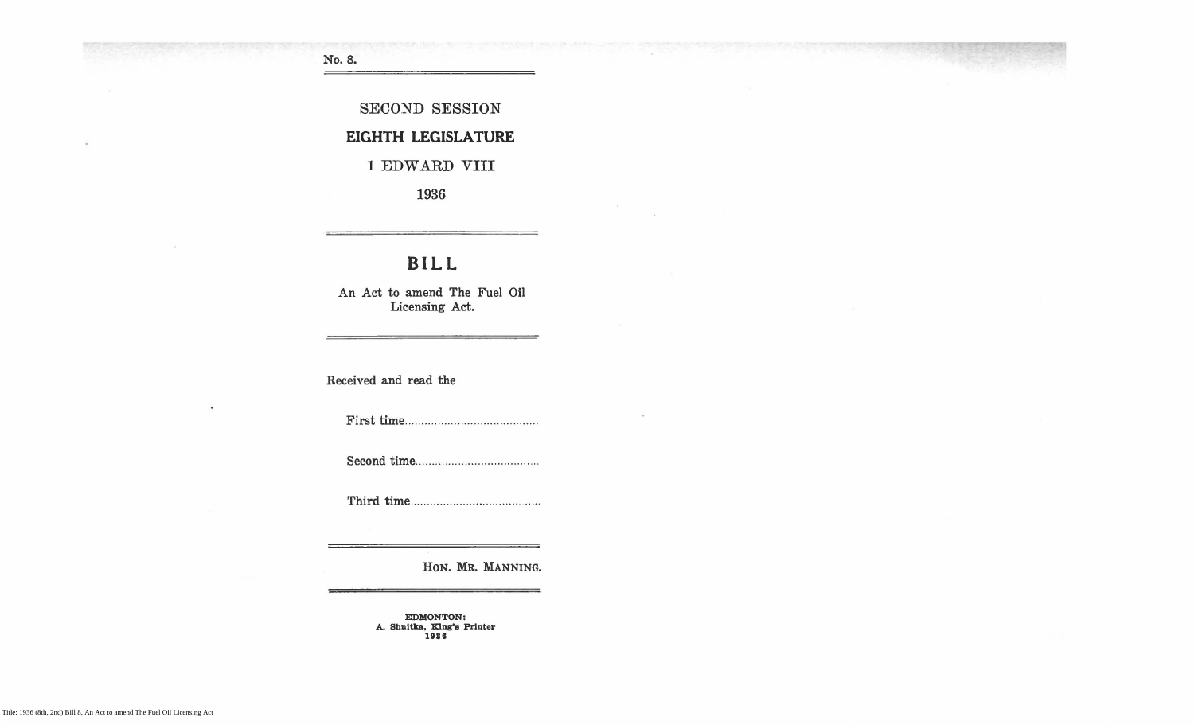No. 8.

SECOND SESSION

**EIGHTH LEGISLATURE**

1 EDWARD VIII

1936

# BILL

An Act to amend The Fuel Oil Licensing Act.

Received and read the

First time..........................................

Second time......................................

Third time.........................................

HON. MR. MANNING.

EDMONTON:
A. Shnitka, King's Printer
1936